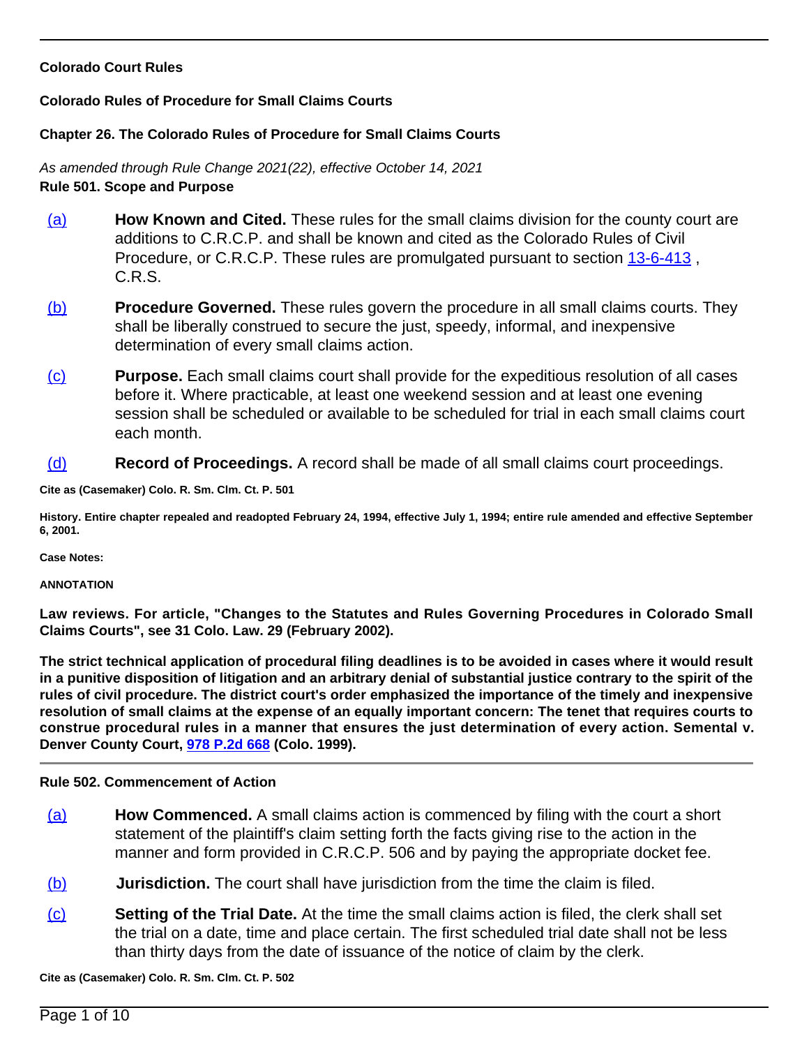**Colorado Court Rules**

**Colorado Rules of Procedure for Small Claims Courts**

**Chapter 26. The Colorado Rules of Procedure for Small Claims Courts**

*As amended through Rule Change 2021(22), effective October 14, 2021*

**Rule 501. Scope and Purpose**

(a) **How Known and Cited.** These rules for the small claims division for the county court are additions to C.R.C.P. and shall be known and cited as the Colorado Rules of Civil Procedure, or C.R.C.P. These rules are promulgated pursuant to section 13-6-413 , C.R.S.

(b) **Procedure Governed.** These rules govern the procedure in all small claims courts. They shall be liberally construed to secure the just, speedy, informal, and inexpensive determination of every small claims action.

(c) **Purpose.** Each small claims court shall provide for the expeditious resolution of all cases before it. Where practicable, at least one weekend session and at least one evening session shall be scheduled or available to be scheduled for trial in each small claims court each month.

(d) **Record of Proceedings.** A record shall be made of all small claims court proceedings.

**Cite as (Casemaker) Colo. R. Sm. Clm. Ct. P. 501**

**History. Entire chapter repealed and readopted February 24, 1994, effective July 1, 1994; entire rule amended and effective September 6, 2001.**

**Case Notes:**

**ANNOTATION**

**Law reviews. For article, "Changes to the Statutes and Rules Governing Procedures in Colorado Small Claims Courts", see 31 Colo. Law. 29 (February 2002).**

**The strict technical application of procedural filing deadlines is to be avoided in cases where it would result in a punitive disposition of litigation and an arbitrary denial of substantial justice contrary to the spirit of the rules of civil procedure. The district court's order emphasized the importance of the timely and inexpensive resolution of small claims at the expense of an equally important concern: The tenet that requires courts to construe procedural rules in a manner that ensures the just determination of every action. Semental v. Denver County Court, 978 P.2d 668 (Colo. 1999).**

---

**Rule 502. Commencement of Action**

(a) **How Commenced.** A small claims action is commenced by filing with the court a short statement of the plaintiff's claim setting forth the facts giving rise to the action in the manner and form provided in C.R.C.P. 506 and by paying the appropriate docket fee.

(b) **Jurisdiction.** The court shall have jurisdiction from the time the claim is filed.

(c) **Setting of the Trial Date.** At the time the small claims action is filed, the clerk shall set the trial on a date, time and place certain. The first scheduled trial date shall not be less than thirty days from the date of issuance of the notice of claim by the clerk.

**Cite as (Casemaker) Colo. R. Sm. Clm. Ct. P. 502**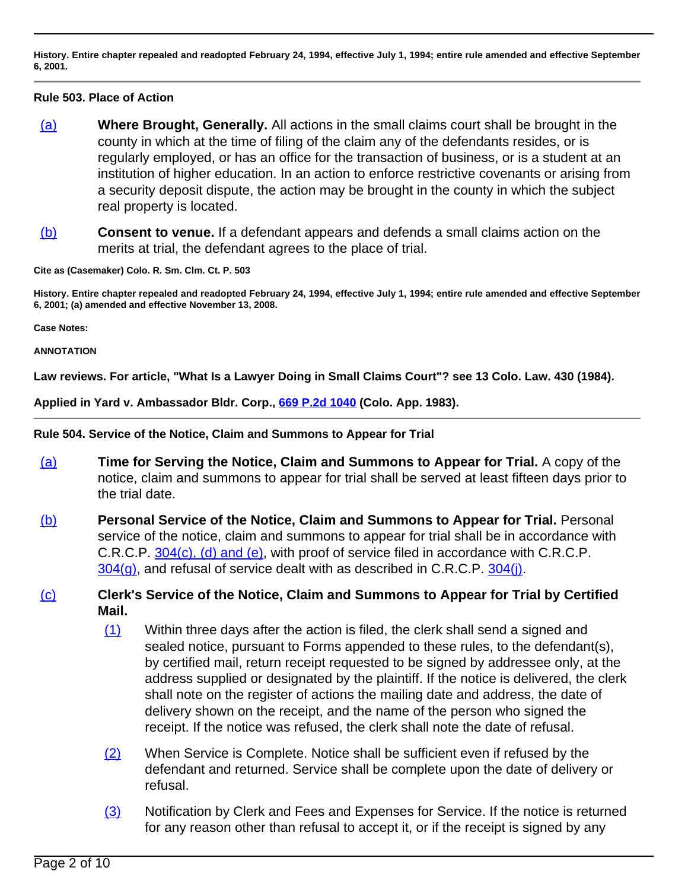**History. Entire chapter repealed and readopted February 24, 1994, effective July 1, 1994; entire rule amended and effective September 6, 2001.**

### Rule 503. Place of Action

(a) **Where Brought, Generally.** All actions in the small claims court shall be brought in the county in which at the time of filing of the claim any of the defendants resides, or is regularly employed, or has an office for the transaction of business, or is a student at an institution of higher education. In an action to enforce restrictive covenants or arising from a security deposit dispute, the action may be brought in the county in which the subject real property is located.

(b) **Consent to venue.** If a defendant appears and defends a small claims action on the merits at trial, the defendant agrees to the place of trial.

**Cite as (Casemaker) Colo. R. Sm. Clm. Ct. P. 503**

**History. Entire chapter repealed and readopted February 24, 1994, effective July 1, 1994; entire rule amended and effective September 6, 2001; (a) amended and effective November 13, 2008.**

**Case Notes:**

**ANNOTATION**

**Law reviews. For article, "What Is a Lawyer Doing in Small Claims Court"? see 13 Colo. Law. 430 (1984).**

**Applied in Yard v. Ambassador Bldr. Corp., 669 P.2d 1040 (Colo. App. 1983).**

### Rule 504. Service of the Notice, Claim and Summons to Appear for Trial

(a) **Time for Serving the Notice, Claim and Summons to Appear for Trial.** A copy of the notice, claim and summons to appear for trial shall be served at least fifteen days prior to the trial date.

(b) **Personal Service of the Notice, Claim and Summons to Appear for Trial.** Personal service of the notice, claim and summons to appear for trial shall be in accordance with C.R.C.P. 304(c), (d) and (e), with proof of service filed in accordance with C.R.C.P. 304(g), and refusal of service dealt with as described in C.R.C.P. 304(j).

(c) **Clerk's Service of the Notice, Claim and Summons to Appear for Trial by Certified Mail.**

(1) Within three days after the action is filed, the clerk shall send a signed and sealed notice, pursuant to Forms appended to these rules, to the defendant(s), by certified mail, return receipt requested to be signed by addressee only, at the address supplied or designated by the plaintiff. If the notice is delivered, the clerk shall note on the register of actions the mailing date and address, the date of delivery shown on the receipt, and the name of the person who signed the receipt. If the notice was refused, the clerk shall note the date of refusal.

(2) When Service is Complete. Notice shall be sufficient even if refused by the defendant and returned. Service shall be complete upon the date of delivery or refusal.

(3) Notification by Clerk and Fees and Expenses for Service. If the notice is returned for any reason other than refusal to accept it, or if the receipt is signed by any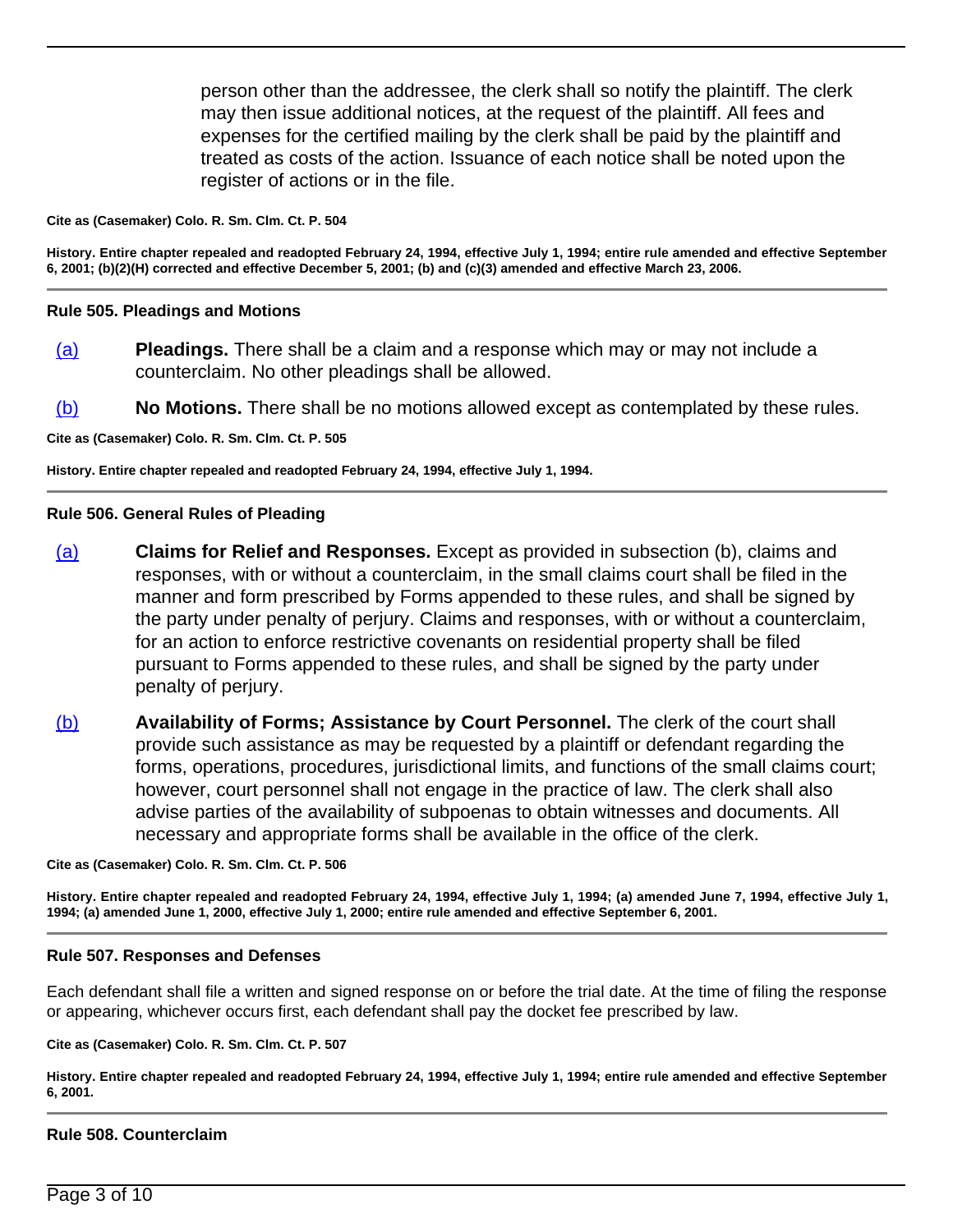person other than the addressee, the clerk shall so notify the plaintiff. The clerk may then issue additional notices, at the request of the plaintiff. All fees and expenses for the certified mailing by the clerk shall be paid by the plaintiff and treated as costs of the action. Issuance of each notice shall be noted upon the register of actions or in the file.

**Cite as (Casemaker) Colo. R. Sm. Clm. Ct. P. 504**

**History. Entire chapter repealed and readopted February 24, 1994, effective July 1, 1994; entire rule amended and effective September 6, 2001; (b)(2)(H) corrected and effective December 5, 2001; (b) and (c)(3) amended and effective March 23, 2006.**

---

### Rule 505. Pleadings and Motions

(a) **Pleadings.** There shall be a claim and a response which may or may not include a counterclaim. No other pleadings shall be allowed.

(b) **No Motions.** There shall be no motions allowed except as contemplated by these rules.

**Cite as (Casemaker) Colo. R. Sm. Clm. Ct. P. 505**

**History. Entire chapter repealed and readopted February 24, 1994, effective July 1, 1994.**

---

### Rule 506. General Rules of Pleading

(a) **Claims for Relief and Responses.** Except as provided in subsection (b), claims and responses, with or without a counterclaim, in the small claims court shall be filed in the manner and form prescribed by Forms appended to these rules, and shall be signed by the party under penalty of perjury. Claims and responses, with or without a counterclaim, for an action to enforce restrictive covenants on residential property shall be filed pursuant to Forms appended to these rules, and shall be signed by the party under penalty of perjury.

(b) **Availability of Forms; Assistance by Court Personnel.** The clerk of the court shall provide such assistance as may be requested by a plaintiff or defendant regarding the forms, operations, procedures, jurisdictional limits, and functions of the small claims court; however, court personnel shall not engage in the practice of law. The clerk shall also advise parties of the availability of subpoenas to obtain witnesses and documents. All necessary and appropriate forms shall be available in the office of the clerk.

**Cite as (Casemaker) Colo. R. Sm. Clm. Ct. P. 506**

**History. Entire chapter repealed and readopted February 24, 1994, effective July 1, 1994; (a) amended June 7, 1994, effective July 1, 1994; (a) amended June 1, 2000, effective July 1, 2000; entire rule amended and effective September 6, 2001.**

---

### Rule 507. Responses and Defenses

Each defendant shall file a written and signed response on or before the trial date. At the time of filing the response or appearing, whichever occurs first, each defendant shall pay the docket fee prescribed by law.

**Cite as (Casemaker) Colo. R. Sm. Clm. Ct. P. 507**

**History. Entire chapter repealed and readopted February 24, 1994, effective July 1, 1994; entire rule amended and effective September 6, 2001.**

---

### Rule 508. Counterclaim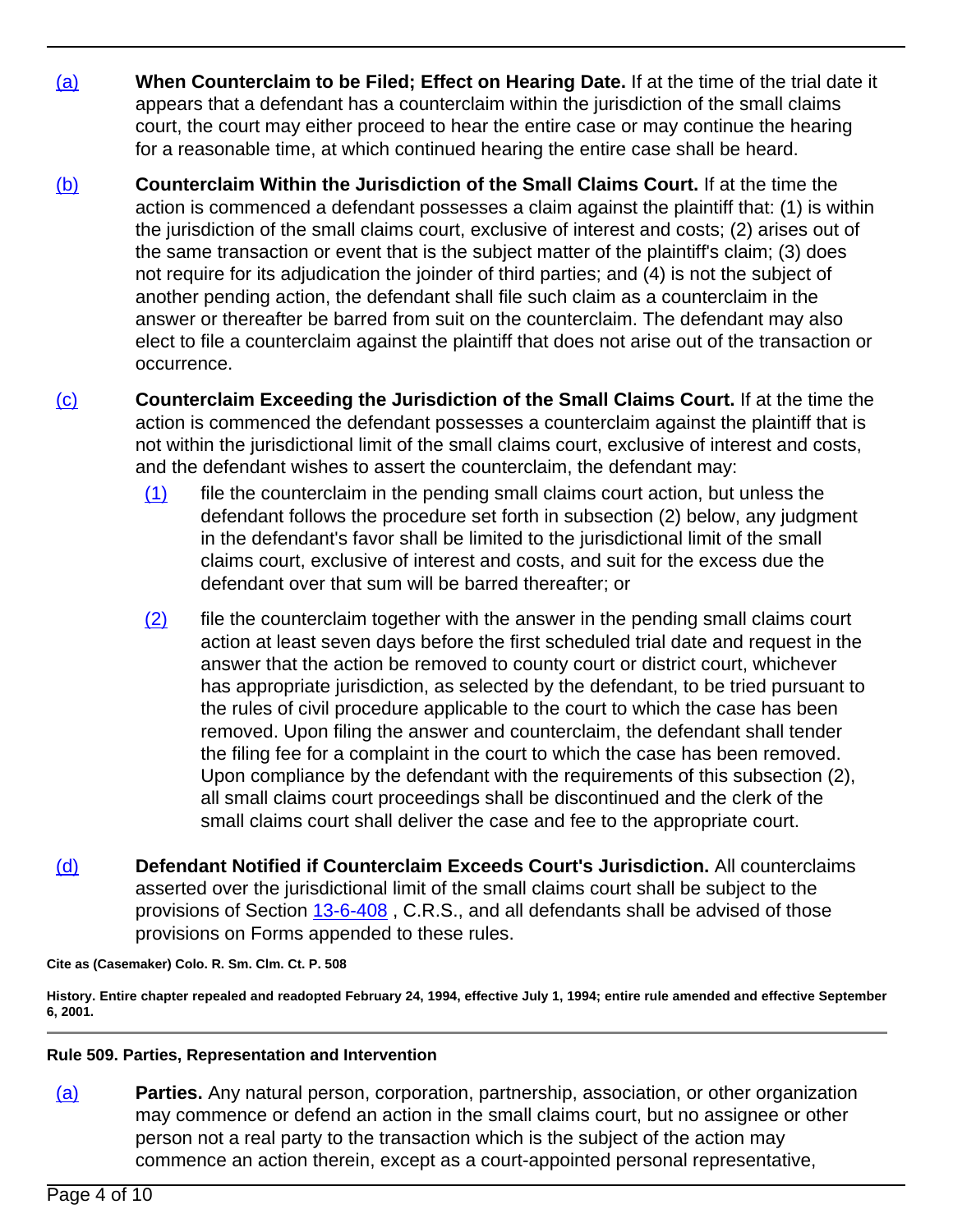(a) **When Counterclaim to be Filed; Effect on Hearing Date.** If at the time of the trial date it appears that a defendant has a counterclaim within the jurisdiction of the small claims court, the court may either proceed to hear the entire case or may continue the hearing for a reasonable time, at which continued hearing the entire case shall be heard.

(b) **Counterclaim Within the Jurisdiction of the Small Claims Court.** If at the time the action is commenced a defendant possesses a claim against the plaintiff that: (1) is within the jurisdiction of the small claims court, exclusive of interest and costs; (2) arises out of the same transaction or event that is the subject matter of the plaintiff's claim; (3) does not require for its adjudication the joinder of third parties; and (4) is not the subject of another pending action, the defendant shall file such claim as a counterclaim in the answer or thereafter be barred from suit on the counterclaim. The defendant may also elect to file a counterclaim against the plaintiff that does not arise out of the transaction or occurrence.

(c) **Counterclaim Exceeding the Jurisdiction of the Small Claims Court.** If at the time the action is commenced the defendant possesses a counterclaim against the plaintiff that is not within the jurisdictional limit of the small claims court, exclusive of interest and costs, and the defendant wishes to assert the counterclaim, the defendant may:

- (1) file the counterclaim in the pending small claims court action, but unless the defendant follows the procedure set forth in subsection (2) below, any judgment in the defendant's favor shall be limited to the jurisdictional limit of the small claims court, exclusive of interest and costs, and suit for the excess due the defendant over that sum will be barred thereafter; or
- (2) file the counterclaim together with the answer in the pending small claims court action at least seven days before the first scheduled trial date and request in the answer that the action be removed to county court or district court, whichever has appropriate jurisdiction, as selected by the defendant, to be tried pursuant to the rules of civil procedure applicable to the court to which the case has been removed. Upon filing the answer and counterclaim, the defendant shall tender the filing fee for a complaint in the court to which the case has been removed. Upon compliance by the defendant with the requirements of this subsection (2), all small claims court proceedings shall be discontinued and the clerk of the small claims court shall deliver the case and fee to the appropriate court.

(d) **Defendant Notified if Counterclaim Exceeds Court's Jurisdiction.** All counterclaims asserted over the jurisdictional limit of the small claims court shall be subject to the provisions of Section 13-6-408 , C.R.S., and all defendants shall be advised of those provisions on Forms appended to these rules.

**Cite as (Casemaker) Colo. R. Sm. Clm. Ct. P. 508**

**History. Entire chapter repealed and readopted February 24, 1994, effective July 1, 1994; entire rule amended and effective September 6, 2001.**

---

**Rule 509. Parties, Representation and Intervention**

(a) **Parties.** Any natural person, corporation, partnership, association, or other organization may commence or defend an action in the small claims court, but no assignee or other person not a real party to the transaction which is the subject of the action may commence an action therein, except as a court-appointed personal representative,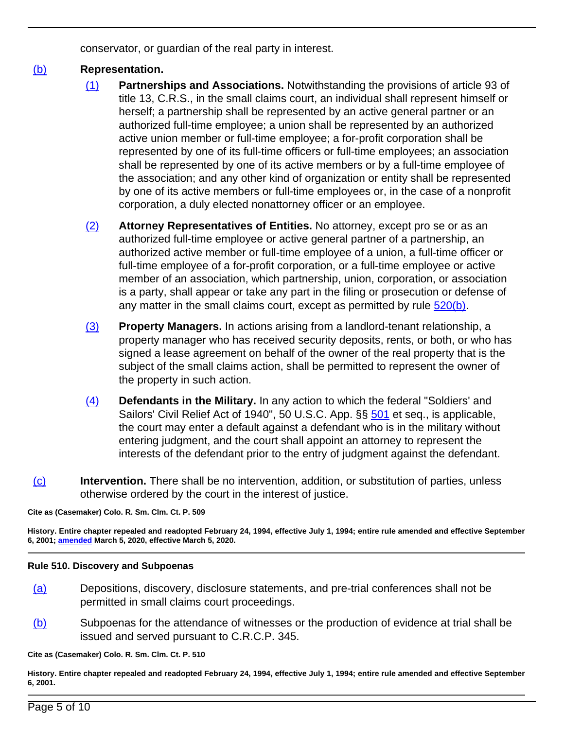conservator, or guardian of the real party in interest.

(b) **Representation.**

(1) **Partnerships and Associations.** Notwithstanding the provisions of article 93 of title 13, C.R.S., in the small claims court, an individual shall represent himself or herself; a partnership shall be represented by an active general partner or an authorized full-time employee; a union shall be represented by an authorized active union member or full-time employee; a for-profit corporation shall be represented by one of its full-time officers or full-time employees; an association shall be represented by one of its active members or by a full-time employee of the association; and any other kind of organization or entity shall be represented by one of its active members or full-time employees or, in the case of a nonprofit corporation, a duly elected nonattorney officer or an employee.

(2) **Attorney Representatives of Entities.** No attorney, except pro se or as an authorized full-time employee or active general partner of a partnership, an authorized active member or full-time employee of a union, a full-time officer or full-time employee of a for-profit corporation, or a full-time employee or active member of an association, which partnership, union, corporation, or association is a party, shall appear or take any part in the filing or prosecution or defense of any matter in the small claims court, except as permitted by rule 520(b).

(3) **Property Managers.** In actions arising from a landlord-tenant relationship, a property manager who has received security deposits, rents, or both, or who has signed a lease agreement on behalf of the owner of the real property that is the subject of the small claims action, shall be permitted to represent the owner of the property in such action.

(4) **Defendants in the Military.** In any action to which the federal "Soldiers' and Sailors' Civil Relief Act of 1940", 50 U.S.C. App. §§ 501 et seq., is applicable, the court may enter a default against a defendant who is in the military without entering judgment, and the court shall appoint an attorney to represent the interests of the defendant prior to the entry of judgment against the defendant.

(c) **Intervention.** There shall be no intervention, addition, or substitution of parties, unless otherwise ordered by the court in the interest of justice.

**Cite as (Casemaker) Colo. R. Sm. Clm. Ct. P. 509**

**History. Entire chapter repealed and readopted February 24, 1994, effective July 1, 1994; entire rule amended and effective September 6, 2001; amended March 5, 2020, effective March 5, 2020.**

---

**Rule 510. Discovery and Subpoenas**

(a) Depositions, discovery, disclosure statements, and pre-trial conferences shall not be permitted in small claims court proceedings.

(b) Subpoenas for the attendance of witnesses or the production of evidence at trial shall be issued and served pursuant to C.R.C.P. 345.

**Cite as (Casemaker) Colo. R. Sm. Clm. Ct. P. 510**

**History. Entire chapter repealed and readopted February 24, 1994, effective July 1, 1994; entire rule amended and effective September 6, 2001.**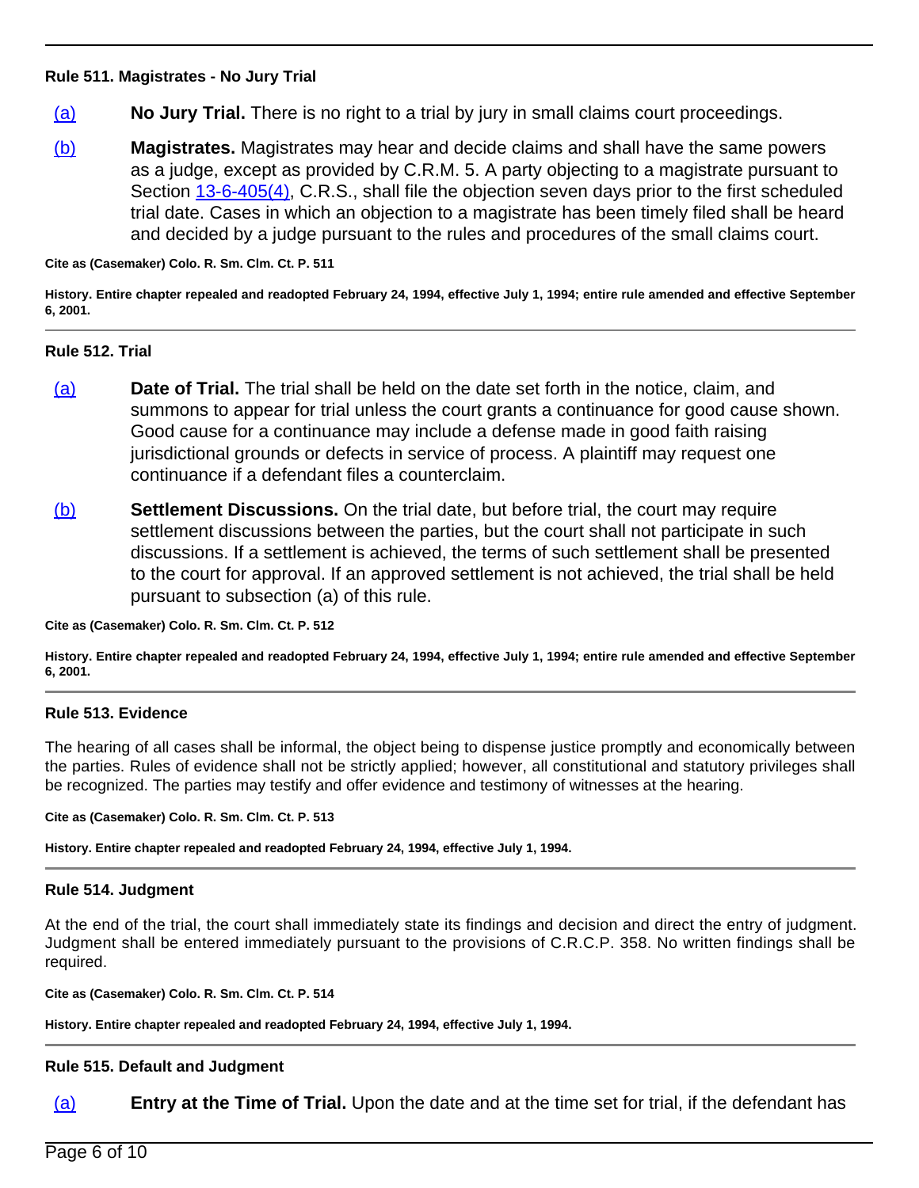### Rule 511. Magistrates - No Jury Trial

(a) **No Jury Trial.** There is no right to a trial by jury in small claims court proceedings.

(b) **Magistrates.** Magistrates may hear and decide claims and shall have the same powers as a judge, except as provided by C.R.M. 5. A party objecting to a magistrate pursuant to Section 13-6-405(4), C.R.S., shall file the objection seven days prior to the first scheduled trial date. Cases in which an objection to a magistrate has been timely filed shall be heard and decided by a judge pursuant to the rules and procedures of the small claims court.

**Cite as (Casemaker) Colo. R. Sm. Clm. Ct. P. 511**

**History. Entire chapter repealed and readopted February 24, 1994, effective July 1, 1994; entire rule amended and effective September 6, 2001.**

### Rule 512. Trial

(a) **Date of Trial.** The trial shall be held on the date set forth in the notice, claim, and summons to appear for trial unless the court grants a continuance for good cause shown. Good cause for a continuance may include a defense made in good faith raising jurisdictional grounds or defects in service of process. A plaintiff may request one continuance if a defendant files a counterclaim.

(b) **Settlement Discussions.** On the trial date, but before trial, the court may require settlement discussions between the parties, but the court shall not participate in such discussions. If a settlement is achieved, the terms of such settlement shall be presented to the court for approval. If an approved settlement is not achieved, the trial shall be held pursuant to subsection (a) of this rule.

**Cite as (Casemaker) Colo. R. Sm. Clm. Ct. P. 512**

**History. Entire chapter repealed and readopted February 24, 1994, effective July 1, 1994; entire rule amended and effective September 6, 2001.**

### Rule 513. Evidence

The hearing of all cases shall be informal, the object being to dispense justice promptly and economically between the parties. Rules of evidence shall not be strictly applied; however, all constitutional and statutory privileges shall be recognized. The parties may testify and offer evidence and testimony of witnesses at the hearing.

**Cite as (Casemaker) Colo. R. Sm. Clm. Ct. P. 513**

**History. Entire chapter repealed and readopted February 24, 1994, effective July 1, 1994.**

### Rule 514. Judgment

At the end of the trial, the court shall immediately state its findings and decision and direct the entry of judgment. Judgment shall be entered immediately pursuant to the provisions of C.R.C.P. 358. No written findings shall be required.

**Cite as (Casemaker) Colo. R. Sm. Clm. Ct. P. 514**

**History. Entire chapter repealed and readopted February 24, 1994, effective July 1, 1994.**

### Rule 515. Default and Judgment

(a) **Entry at the Time of Trial.** Upon the date and at the time set for trial, if the defendant has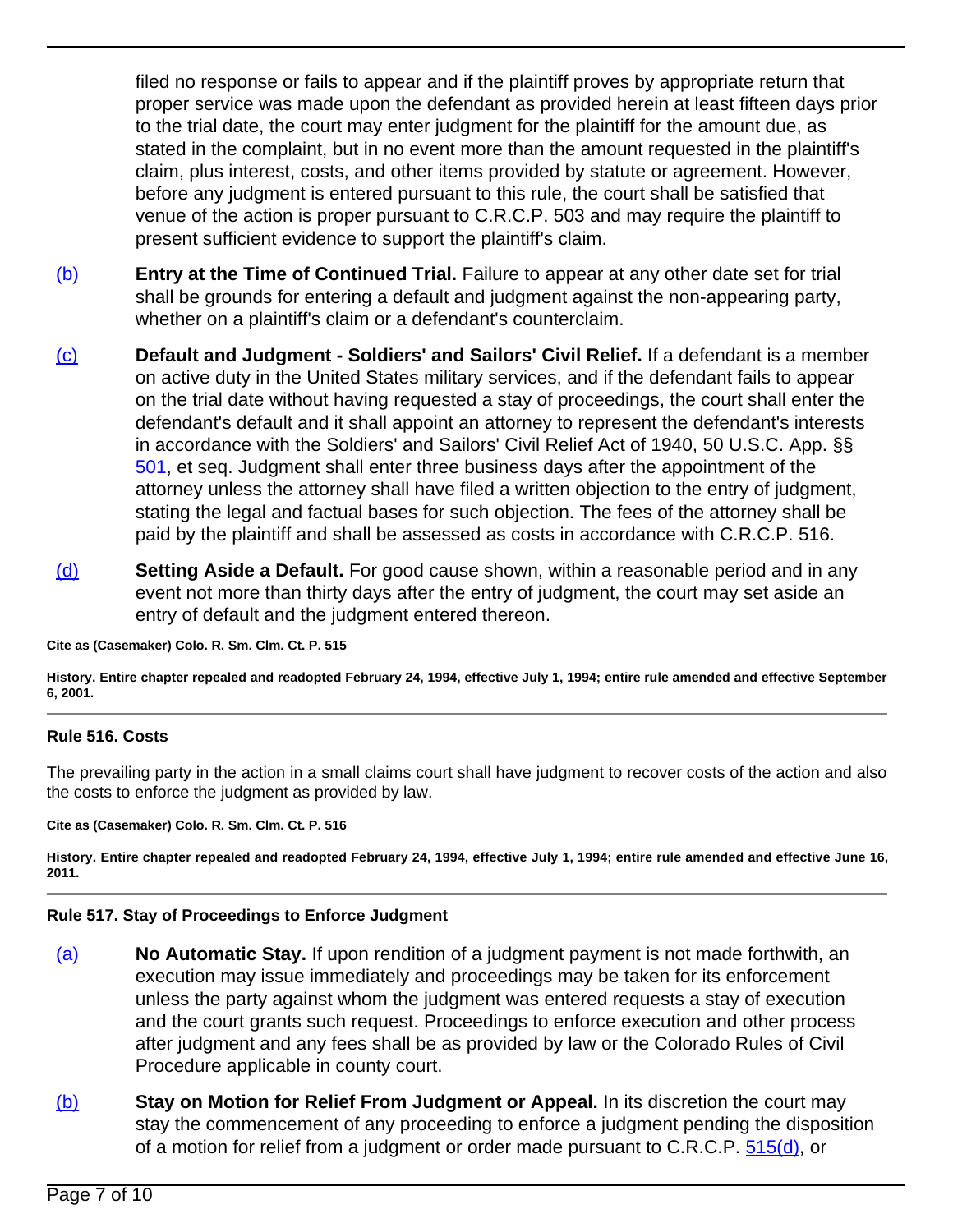filed no response or fails to appear and if the plaintiff proves by appropriate return that proper service was made upon the defendant as provided herein at least fifteen days prior to the trial date, the court may enter judgment for the plaintiff for the amount due, as stated in the complaint, but in no event more than the amount requested in the plaintiff's claim, plus interest, costs, and other items provided by statute or agreement. However, before any judgment is entered pursuant to this rule, the court shall be satisfied that venue of the action is proper pursuant to C.R.C.P. 503 and may require the plaintiff to present sufficient evidence to support the plaintiff's claim.

(b) **Entry at the Time of Continued Trial.** Failure to appear at any other date set for trial shall be grounds for entering a default and judgment against the non-appearing party, whether on a plaintiff's claim or a defendant's counterclaim.

(c) **Default and Judgment - Soldiers' and Sailors' Civil Relief.** If a defendant is a member on active duty in the United States military services, and if the defendant fails to appear on the trial date without having requested a stay of proceedings, the court shall enter the defendant's default and it shall appoint an attorney to represent the defendant's interests in accordance with the Soldiers' and Sailors' Civil Relief Act of 1940, 50 U.S.C. App. §§ 501, et seq. Judgment shall enter three business days after the appointment of the attorney unless the attorney shall have filed a written objection to the entry of judgment, stating the legal and factual bases for such objection. The fees of the attorney shall be paid by the plaintiff and shall be assessed as costs in accordance with C.R.C.P. 516.

(d) **Setting Aside a Default.** For good cause shown, within a reasonable period and in any event not more than thirty days after the entry of judgment, the court may set aside an entry of default and the judgment entered thereon.

**Cite as (Casemaker) Colo. R. Sm. Clm. Ct. P. 515**

**History. Entire chapter repealed and readopted February 24, 1994, effective July 1, 1994; entire rule amended and effective September 6, 2001.**

---

**Rule 516. Costs**

The prevailing party in the action in a small claims court shall have judgment to recover costs of the action and also the costs to enforce the judgment as provided by law.

**Cite as (Casemaker) Colo. R. Sm. Clm. Ct. P. 516**

**History. Entire chapter repealed and readopted February 24, 1994, effective July 1, 1994; entire rule amended and effective June 16, 2011.**

---

**Rule 517. Stay of Proceedings to Enforce Judgment**

(a) **No Automatic Stay.** If upon rendition of a judgment payment is not made forthwith, an execution may issue immediately and proceedings may be taken for its enforcement unless the party against whom the judgment was entered requests a stay of execution and the court grants such request. Proceedings to enforce execution and other process after judgment and any fees shall be as provided by law or the Colorado Rules of Civil Procedure applicable in county court.

(b) **Stay on Motion for Relief From Judgment or Appeal.** In its discretion the court may stay the commencement of any proceeding to enforce a judgment pending the disposition of a motion for relief from a judgment or order made pursuant to C.R.C.P. 515(d), or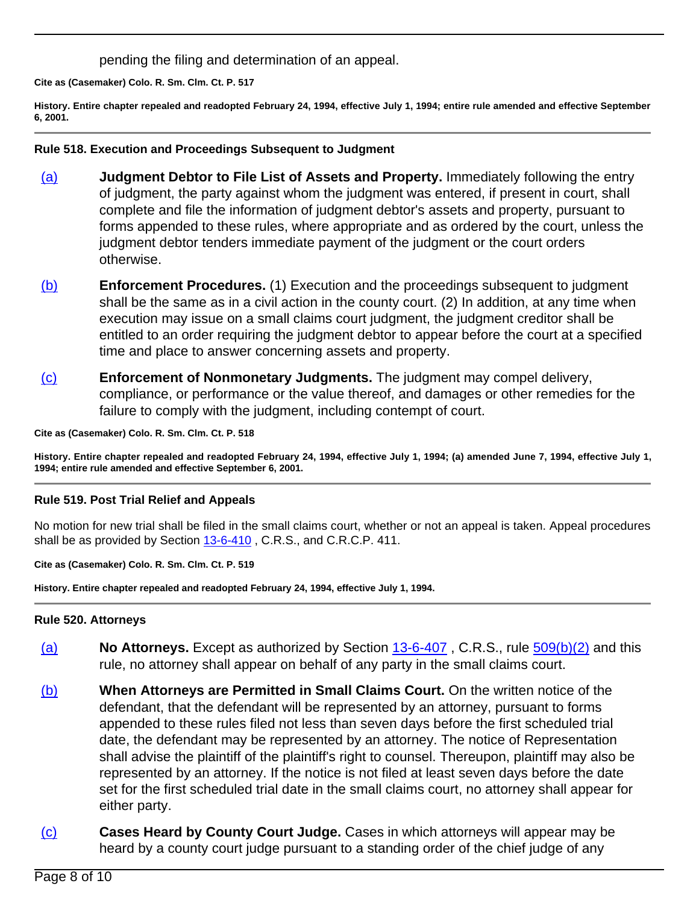pending the filing and determination of an appeal.

**Cite as (Casemaker) Colo. R. Sm. Clm. Ct. P. 517**

**History. Entire chapter repealed and readopted February 24, 1994, effective July 1, 1994; entire rule amended and effective September 6, 2001.**

---

### Rule 518. Execution and Proceedings Subsequent to Judgment

(a) **Judgment Debtor to File List of Assets and Property.** Immediately following the entry of judgment, the party against whom the judgment was entered, if present in court, shall complete and file the information of judgment debtor's assets and property, pursuant to forms appended to these rules, where appropriate and as ordered by the court, unless the judgment debtor tenders immediate payment of the judgment or the court orders otherwise.

(b) **Enforcement Procedures.** (1) Execution and the proceedings subsequent to judgment shall be the same as in a civil action in the county court. (2) In addition, at any time when execution may issue on a small claims court judgment, the judgment creditor shall be entitled to an order requiring the judgment debtor to appear before the court at a specified time and place to answer concerning assets and property.

(c) **Enforcement of Nonmonetary Judgments.** The judgment may compel delivery, compliance, or performance or the value thereof, and damages or other remedies for the failure to comply with the judgment, including contempt of court.

**Cite as (Casemaker) Colo. R. Sm. Clm. Ct. P. 518**

**History. Entire chapter repealed and readopted February 24, 1994, effective July 1, 1994; (a) amended June 7, 1994, effective July 1, 1994; entire rule amended and effective September 6, 2001.**

---

### Rule 519. Post Trial Relief and Appeals

No motion for new trial shall be filed in the small claims court, whether or not an appeal is taken. Appeal procedures shall be as provided by Section 13-6-410 , C.R.S., and C.R.C.P. 411.

**Cite as (Casemaker) Colo. R. Sm. Clm. Ct. P. 519**

**History. Entire chapter repealed and readopted February 24, 1994, effective July 1, 1994.**

---

### Rule 520. Attorneys

(a) **No Attorneys.** Except as authorized by Section 13-6-407 , C.R.S., rule 509(b)(2) and this rule, no attorney shall appear on behalf of any party in the small claims court.

(b) **When Attorneys are Permitted in Small Claims Court.** On the written notice of the defendant, that the defendant will be represented by an attorney, pursuant to forms appended to these rules filed not less than seven days before the first scheduled trial date, the defendant may be represented by an attorney. The notice of Representation shall advise the plaintiff of the plaintiff's right to counsel. Thereupon, plaintiff may also be represented by an attorney. If the notice is not filed at least seven days before the date set for the first scheduled trial date in the small claims court, no attorney shall appear for either party.

(c) **Cases Heard by County Court Judge.** Cases in which attorneys will appear may be heard by a county court judge pursuant to a standing order of the chief judge of any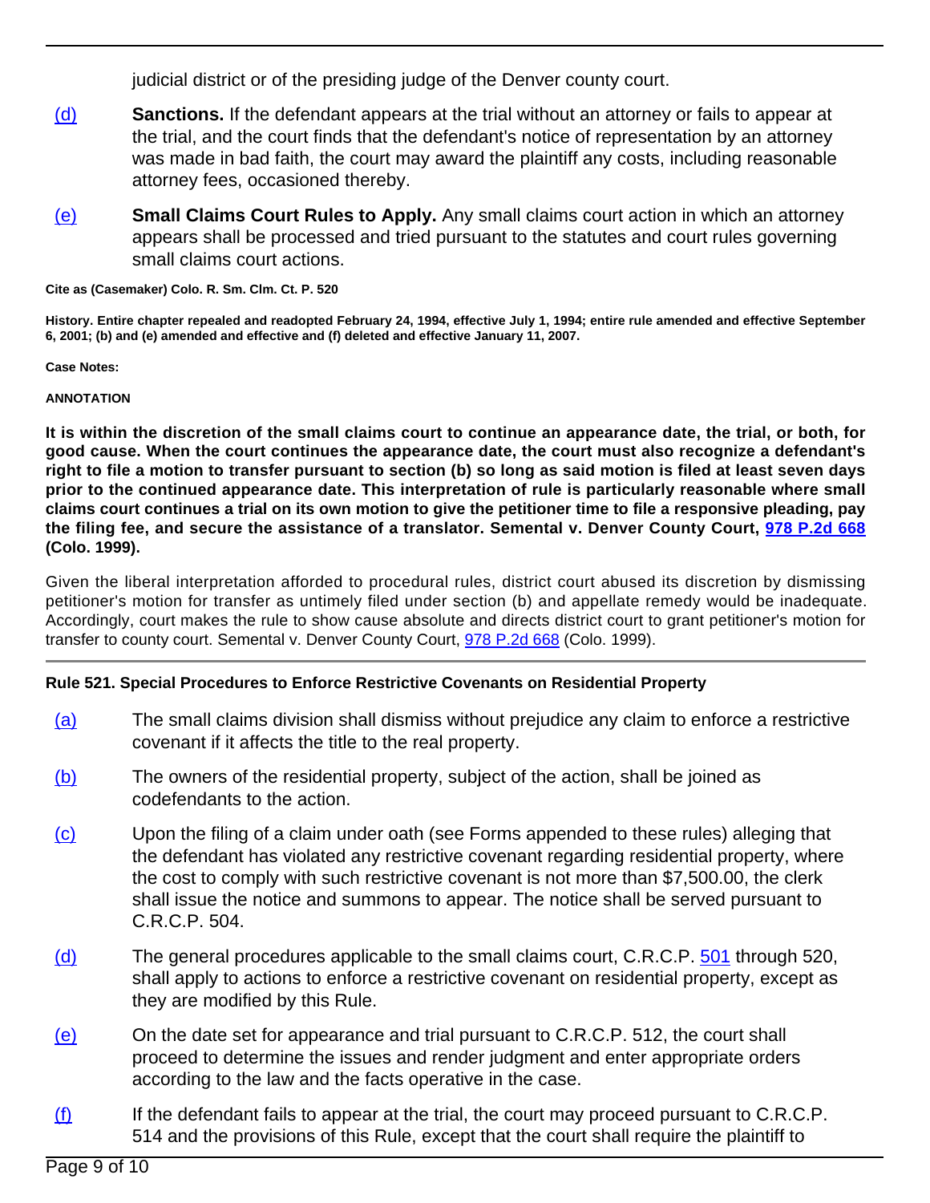judicial district or of the presiding judge of the Denver county court.

(d) **Sanctions.** If the defendant appears at the trial without an attorney or fails to appear at the trial, and the court finds that the defendant's notice of representation by an attorney was made in bad faith, the court may award the plaintiff any costs, including reasonable attorney fees, occasioned thereby.

(e) **Small Claims Court Rules to Apply.** Any small claims court action in which an attorney appears shall be processed and tried pursuant to the statutes and court rules governing small claims court actions.

**Cite as (Casemaker) Colo. R. Sm. Clm. Ct. P. 520**

**History. Entire chapter repealed and readopted February 24, 1994, effective July 1, 1994; entire rule amended and effective September 6, 2001; (b) and (e) amended and effective and (f) deleted and effective January 11, 2007.**

**Case Notes:**

**ANNOTATION**

**It is within the discretion of the small claims court to continue an appearance date, the trial, or both, for good cause. When the court continues the appearance date, the court must also recognize a defendant's right to file a motion to transfer pursuant to section (b) so long as said motion is filed at least seven days prior to the continued appearance date. This interpretation of rule is particularly reasonable where small claims court continues a trial on its own motion to give the petitioner time to file a responsive pleading, pay the filing fee, and secure the assistance of a translator. Semental v. Denver County Court, 978 P.2d 668 (Colo. 1999).**

Given the liberal interpretation afforded to procedural rules, district court abused its discretion by dismissing petitioner's motion for transfer as untimely filed under section (b) and appellate remedy would be inadequate. Accordingly, court makes the rule to show cause absolute and directs district court to grant petitioner's motion for transfer to county court. Semental v. Denver County Court, 978 P.2d 668 (Colo. 1999).

---

**Rule 521. Special Procedures to Enforce Restrictive Covenants on Residential Property**

(a) The small claims division shall dismiss without prejudice any claim to enforce a restrictive covenant if it affects the title to the real property.

(b) The owners of the residential property, subject of the action, shall be joined as codefendants to the action.

(c) Upon the filing of a claim under oath (see Forms appended to these rules) alleging that the defendant has violated any restrictive covenant regarding residential property, where the cost to comply with such restrictive covenant is not more than $7,500.00, the clerk shall issue the notice and summons to appear. The notice shall be served pursuant to C.R.C.P. 504.

(d) The general procedures applicable to the small claims court, C.R.C.P. 501 through 520, shall apply to actions to enforce a restrictive covenant on residential property, except as they are modified by this Rule.

(e) On the date set for appearance and trial pursuant to C.R.C.P. 512, the court shall proceed to determine the issues and render judgment and enter appropriate orders according to the law and the facts operative in the case.

(f) If the defendant fails to appear at the trial, the court may proceed pursuant to C.R.C.P. 514 and the provisions of this Rule, except that the court shall require the plaintiff to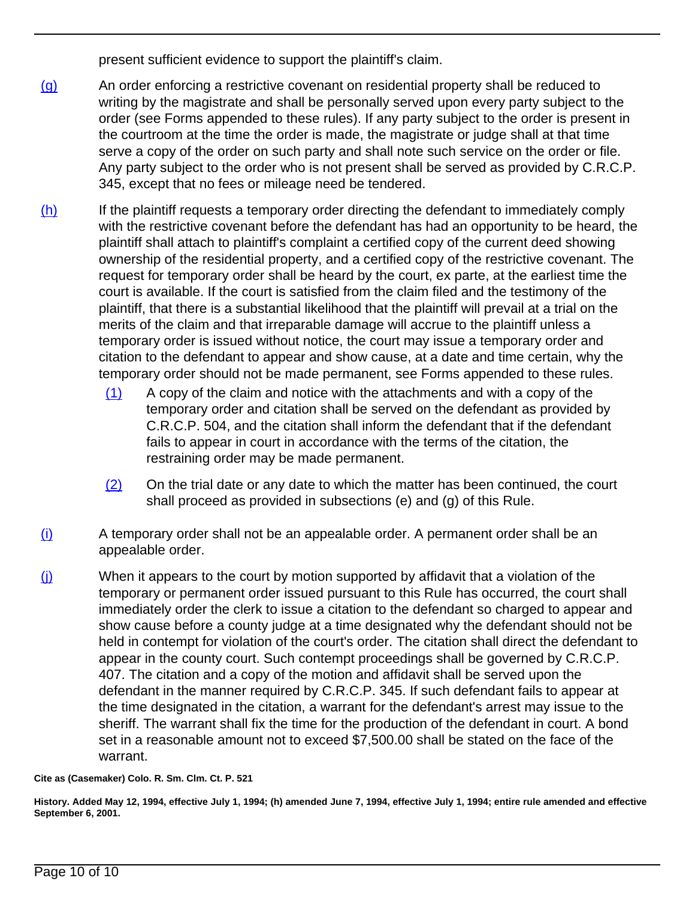present sufficient evidence to support the plaintiff's claim.

(g) An order enforcing a restrictive covenant on residential property shall be reduced to writing by the magistrate and shall be personally served upon every party subject to the order (see Forms appended to these rules). If any party subject to the order is present in the courtroom at the time the order is made, the magistrate or judge shall at that time serve a copy of the order on such party and shall note such service on the order or file. Any party subject to the order who is not present shall be served as provided by C.R.C.P. 345, except that no fees or mileage need be tendered.

(h) If the plaintiff requests a temporary order directing the defendant to immediately comply with the restrictive covenant before the defendant has had an opportunity to be heard, the plaintiff shall attach to plaintiff's complaint a certified copy of the current deed showing ownership of the residential property, and a certified copy of the restrictive covenant. The request for temporary order shall be heard by the court, ex parte, at the earliest time the court is available. If the court is satisfied from the claim filed and the testimony of the plaintiff, that there is a substantial likelihood that the plaintiff will prevail at a trial on the merits of the claim and that irreparable damage will accrue to the plaintiff unless a temporary order is issued without notice, the court may issue a temporary order and citation to the defendant to appear and show cause, at a date and time certain, why the temporary order should not be made permanent, see Forms appended to these rules.

- (1) A copy of the claim and notice with the attachments and with a copy of the temporary order and citation shall be served on the defendant as provided by C.R.C.P. 504, and the citation shall inform the defendant that if the defendant fails to appear in court in accordance with the terms of the citation, the restraining order may be made permanent.
- (2) On the trial date or any date to which the matter has been continued, the court shall proceed as provided in subsections (e) and (g) of this Rule.

(i) A temporary order shall not be an appealable order. A permanent order shall be an appealable order.

(j) When it appears to the court by motion supported by affidavit that a violation of the temporary or permanent order issued pursuant to this Rule has occurred, the court shall immediately order the clerk to issue a citation to the defendant so charged to appear and show cause before a county judge at a time designated why the defendant should not be held in contempt for violation of the court's order. The citation shall direct the defendant to appear in the county court. Such contempt proceedings shall be governed by C.R.C.P. 407. The citation and a copy of the motion and affidavit shall be served upon the defendant in the manner required by C.R.C.P. 345. If such defendant fails to appear at the time designated in the citation, a warrant for the defendant's arrest may issue to the sheriff. The warrant shall fix the time for the production of the defendant in court. A bond set in a reasonable amount not to exceed $7,500.00 shall be stated on the face of the warrant.

**Cite as (Casemaker) Colo. R. Sm. Clm. Ct. P. 521**

**History. Added May 12, 1994, effective July 1, 1994; (h) amended June 7, 1994, effective July 1, 1994; entire rule amended and effective September 6, 2001.**